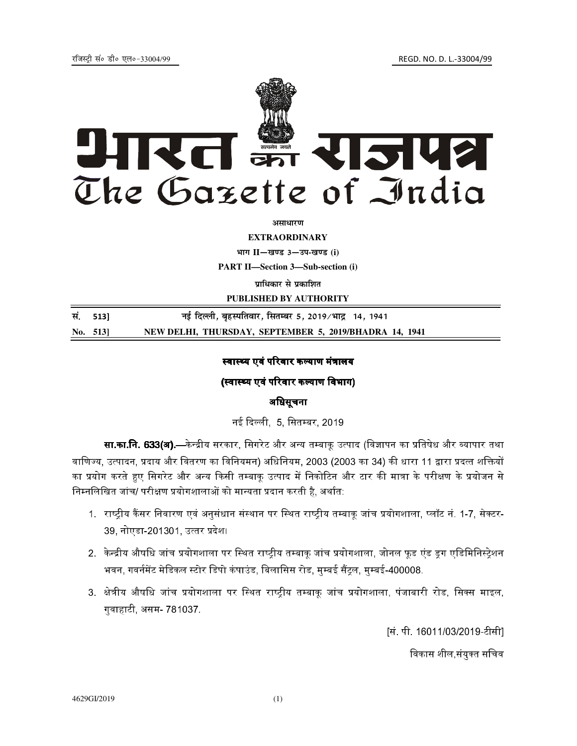रजिस्ट्री सं० डी० एल०-33004/99 REGD. NO. D. L.-33004/99

# भारत का राजपत्र
# The Gazette of India

असाधारण

**EXTRAORDINARY**

भाग II—खण्ड 3—उप-खण्ड (i)

**PART II—Section 3—Sub-section (i)**

प्राधिकार से प्रकाशित

**PUBLISHED BY AUTHORITY**

सं. 513] नई दिल्ली, बृहस्पतिवार, सितम्बर 5, 2019/भाद्र 14, 1941

**No. 513] NEW DELHI, THURSDAY, SEPTEMBER 5, 2019/BHADRA 14, 1941**

## स्वास्थ्य एवं परिवार कल्याण मंत्रालय

## (स्वास्थ्य एवं परिवार कल्याण विभाग)

## अधिसूचना

नई दिल्ली, 5, सितम्बर, 2019

**सा.का.नि. 633(अ).**—केन्द्रीय सरकार, सिगरेट और अन्य तम्बाकू उत्पाद (विज्ञापन का प्रतिषेध और व्यापार तथा वाणिज्य, उत्पादन, प्रदाय और वितरण का विनियमन) अधिनियम, 2003 (2003 का 34) की धारा 11 द्वारा प्रदत्त शक्तियों का प्रयोग करते हुए सिगरेट और अन्य किसी तम्बाकू उत्पाद में निकोटिन और टार की मात्रा के परीक्षण के प्रयोजन से निम्नलिखित जांच/ परीक्षण प्रयोगशालाओं को मान्यता प्रदान करती है, अर्थात:

1. राष्ट्रीय कैंसर निवारण एवं अनुसंधान संस्थान पर स्थित राष्ट्रीय तम्बाकू जांच प्रयोगशाला, प्लॉट नं. 1-7, सेक्टर-39, नोएडा-201301, उत्तर प्रदेश।
2. केन्द्रीय औषधि जांच प्रयोगशाला पर स्थित राष्ट्रीय तम्बाकू जांच प्रयोगशाला, जोनल फूड एंड ड्रग एडिमिनिस्ट्रेशन भवन, गवर्नमेंट मेडिकल स्टोर डिपो कंपाउंड, बिलासिस रोड, मुम्बई सैंट्रल, मुम्बई-400008.
3. क्षेत्रीय औषधि जांच प्रयोगशाला पर स्थित राष्ट्रीय तम्बाकू जांच प्रयोगशाला, पंजाबारी रोड, सिक्स माइल, गुवाहाटी, असम- 781037.

[सं. पी. 16011/03/2019-टीसी]

विकास शील,संयुक्त सचिव

4629GI/2019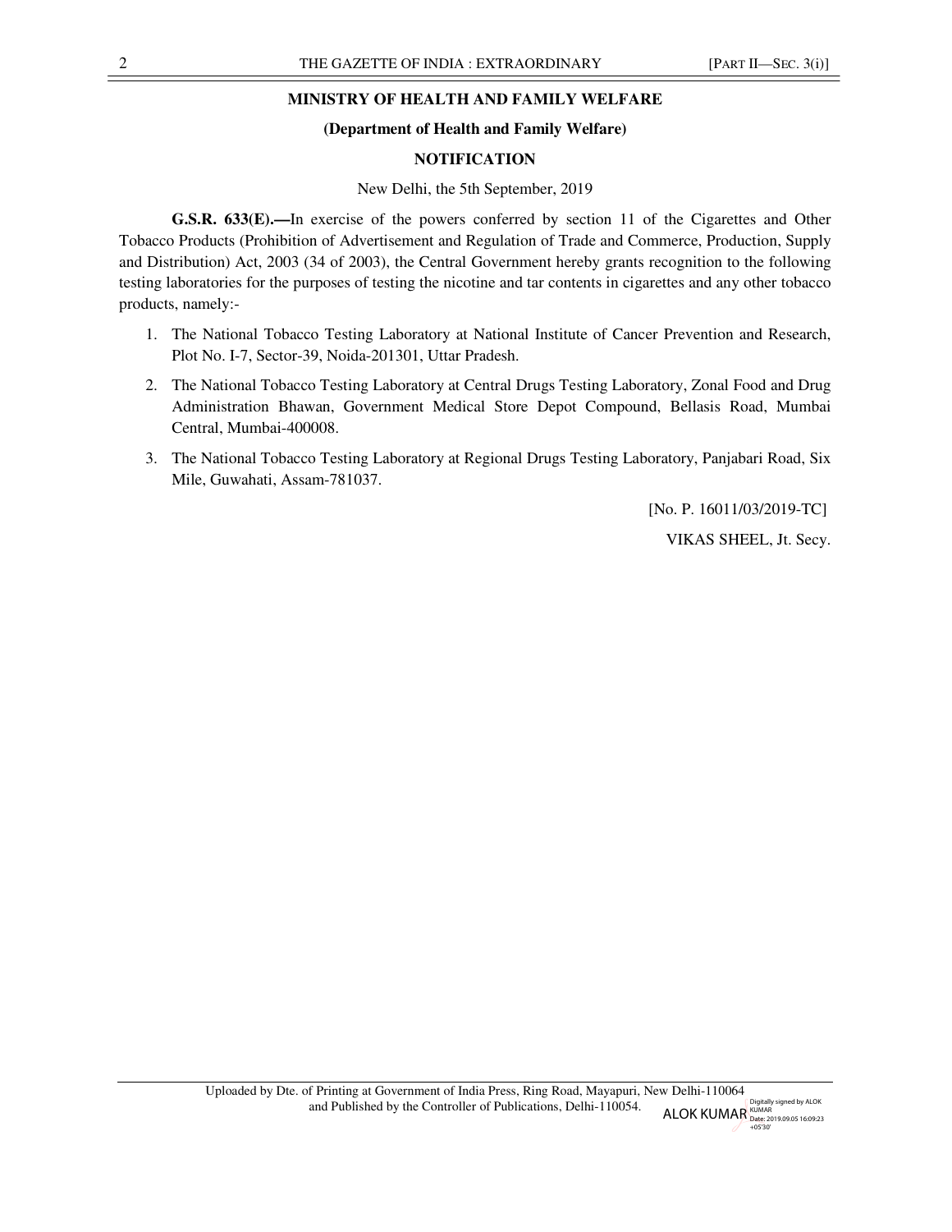## MINISTRY OF HEALTH AND FAMILY WELFARE

**(Department of Health and Family Welfare)**

**NOTIFICATION**

New Delhi, the 5th September, 2019

**G.S.R. 633(E).—**In exercise of the powers conferred by section 11 of the Cigarettes and Other Tobacco Products (Prohibition of Advertisement and Regulation of Trade and Commerce, Production, Supply and Distribution) Act, 2003 (34 of 2003), the Central Government hereby grants recognition to the following testing laboratories for the purposes of testing the nicotine and tar contents in cigarettes and any other tobacco products, namely:-

1. The National Tobacco Testing Laboratory at National Institute of Cancer Prevention and Research, Plot No. I-7, Sector-39, Noida-201301, Uttar Pradesh.
2. The National Tobacco Testing Laboratory at Central Drugs Testing Laboratory, Zonal Food and Drug Administration Bhawan, Government Medical Store Depot Compound, Bellasis Road, Mumbai Central, Mumbai-400008.
3. The National Tobacco Testing Laboratory at Regional Drugs Testing Laboratory, Panjabari Road, Six Mile, Guwahati, Assam-781037.

[No. P. 16011/03/2019-TC]

VIKAS SHEEL, Jt. Secy.

Uploaded by Dte. of Printing at Government of India Press, Ring Road, Mayapuri, New Delhi-110064 and Published by the Controller of Publications, Delhi-110054.

ALOK KUMAR Digitally signed by ALOK KUMAR Date: 2019.09.05 16:09:23 +05'30'